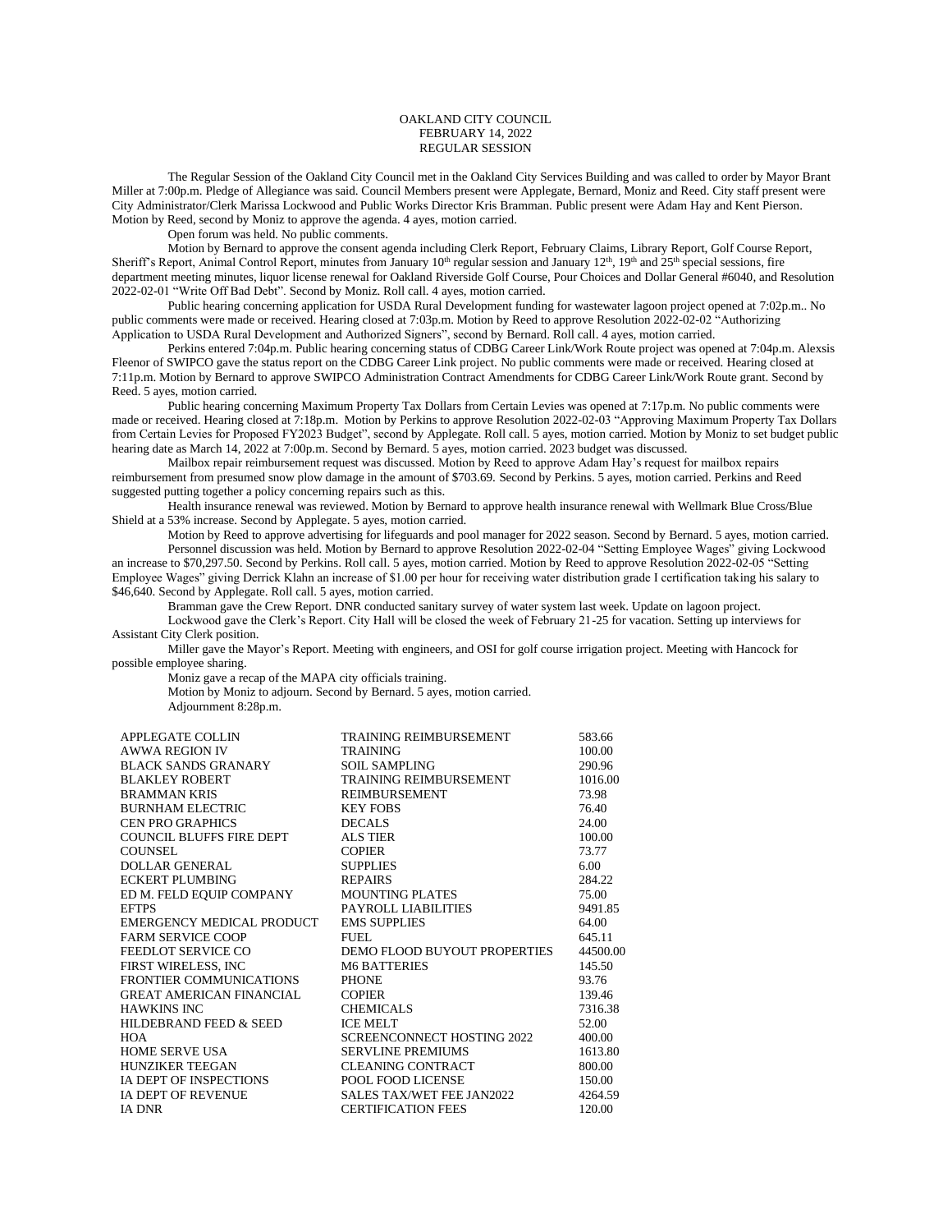OAKLAND CITY COUNCIL
FEBRUARY 14, 2022
REGULAR SESSION

The Regular Session of the Oakland City Council met in the Oakland City Services Building and was called to order by Mayor Brant Miller at 7:00p.m. Pledge of Allegiance was said. Council Members present were Applegate, Bernard, Moniz and Reed. City staff present were City Administrator/Clerk Marissa Lockwood and Public Works Director Kris Bramman. Public present were Adam Hay and Kent Pierson. Motion by Reed, second by Moniz to approve the agenda. 4 ayes, motion carried.

Open forum was held. No public comments.

Motion by Bernard to approve the consent agenda including Clerk Report, February Claims, Library Report, Golf Course Report, Sheriff's Report, Animal Control Report, minutes from January 10th regular session and January 12th, 19th and 25th special sessions, fire department meeting minutes, liquor license renewal for Oakland Riverside Golf Course, Pour Choices and Dollar General #6040, and Resolution 2022-02-01 "Write Off Bad Debt". Second by Moniz. Roll call. 4 ayes, motion carried.

Public hearing concerning application for USDA Rural Development funding for wastewater lagoon project opened at 7:02p.m.. No public comments were made or received. Hearing closed at 7:03p.m. Motion by Reed to approve Resolution 2022-02-02 "Authorizing Application to USDA Rural Development and Authorized Signers", second by Bernard. Roll call. 4 ayes, motion carried.

Perkins entered 7:04p.m. Public hearing concerning status of CDBG Career Link/Work Route project was opened at 7:04p.m. Alexsis Fleenor of SWIPCO gave the status report on the CDBG Career Link project. No public comments were made or received. Hearing closed at 7:11p.m. Motion by Bernard to approve SWIPCO Administration Contract Amendments for CDBG Career Link/Work Route grant. Second by Reed. 5 ayes, motion carried.

Public hearing concerning Maximum Property Tax Dollars from Certain Levies was opened at 7:17p.m. No public comments were made or received. Hearing closed at 7:18p.m. Motion by Perkins to approve Resolution 2022-02-03 "Approving Maximum Property Tax Dollars from Certain Levies for Proposed FY2023 Budget", second by Applegate. Roll call. 5 ayes, motion carried. Motion by Moniz to set budget public hearing date as March 14, 2022 at 7:00p.m. Second by Bernard. 5 ayes, motion carried. 2023 budget was discussed.

Mailbox repair reimbursement request was discussed. Motion by Reed to approve Adam Hay's request for mailbox repairs reimbursement from presumed snow plow damage in the amount of $703.69. Second by Perkins. 5 ayes, motion carried. Perkins and Reed suggested putting together a policy concerning repairs such as this.

Health insurance renewal was reviewed. Motion by Bernard to approve health insurance renewal with Wellmark Blue Cross/Blue Shield at a 53% increase. Second by Applegate. 5 ayes, motion carried.

Motion by Reed to approve advertising for lifeguards and pool manager for 2022 season. Second by Bernard. 5 ayes, motion carried.

Personnel discussion was held. Motion by Bernard to approve Resolution 2022-02-04 "Setting Employee Wages" giving Lockwood an increase to $70,297.50. Second by Perkins. Roll call. 5 ayes, motion carried. Motion by Reed to approve Resolution 2022-02-05 "Setting Employee Wages" giving Derrick Klahn an increase of $1.00 per hour for receiving water distribution grade I certification taking his salary to $46,640. Second by Applegate. Roll call. 5 ayes, motion carried.

Bramman gave the Crew Report. DNR conducted sanitary survey of water system last week. Update on lagoon project.

Lockwood gave the Clerk's Report. City Hall will be closed the week of February 21-25 for vacation. Setting up interviews for Assistant City Clerk position.

Miller gave the Mayor's Report. Meeting with engineers, and OSI for golf course irrigation project. Meeting with Hancock for possible employee sharing.

Moniz gave a recap of the MAPA city officials training.

Motion by Moniz to adjourn. Second by Bernard. 5 ayes, motion carried.

Adjournment 8:28p.m.

| | | |
|---|---|---|
| APPLEGATE COLLIN | TRAINING REIMBURSEMENT | 583.66 |
| AWWA REGION IV | TRAINING | 100.00 |
| BLACK SANDS GRANARY | SOIL SAMPLING | 290.96 |
| BLAKLEY ROBERT | TRAINING REIMBURSEMENT | 1016.00 |
| BRAMMAN KRIS | REIMBURSEMENT | 73.98 |
| BURNHAM ELECTRIC | KEY FOBS | 76.40 |
| CEN PRO GRAPHICS | DECALS | 24.00 |
| COUNCIL BLUFFS FIRE DEPT | ALS TIER | 100.00 |
| COUNSEL | COPIER | 73.77 |
| DOLLAR GENERAL | SUPPLIES | 6.00 |
| ECKERT PLUMBING | REPAIRS | 284.22 |
| ED M. FELD EQUIP COMPANY | MOUNTING PLATES | 75.00 |
| EFTPS | PAYROLL LIABILITIES | 9491.85 |
| EMERGENCY MEDICAL PRODUCT | EMS SUPPLIES | 64.00 |
| FARM SERVICE COOP | FUEL | 645.11 |
| FEEDLOT SERVICE CO | DEMO FLOOD BUYOUT PROPERTIES | 44500.00 |
| FIRST WIRELESS, INC | M6 BATTERIES | 145.50 |
| FRONTIER COMMUNICATIONS | PHONE | 93.76 |
| GREAT AMERICAN FINANCIAL | COPIER | 139.46 |
| HAWKINS INC | CHEMICALS | 7316.38 |
| HILDEBRAND FEED & SEED | ICE MELT | 52.00 |
| HOA | SCREENCONNECT HOSTING 2022 | 400.00 |
| HOME SERVE USA | SERVLINE PREMIUMS | 1613.80 |
| HUNZIKER TEEGAN | CLEANING CONTRACT | 800.00 |
| IA DEPT OF INSPECTIONS | POOL FOOD LICENSE | 150.00 |
| IA DEPT OF REVENUE | SALES TAX/WET FEE JAN2022 | 4264.59 |
| IA DNR | CERTIFICATION FEES | 120.00 |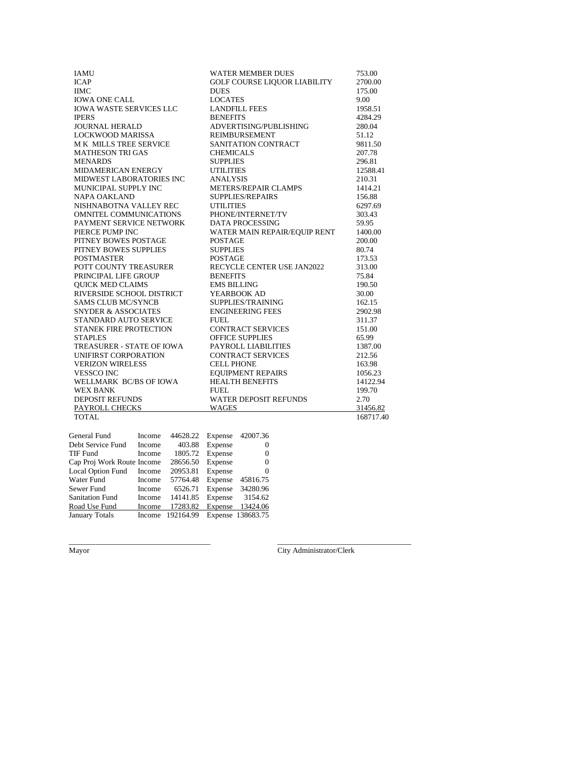| | | |
|---|---|---|
| IAMU | WATER MEMBER DUES | 753.00 |
| ICAP | GOLF COURSE LIQUOR LIABILITY | 2700.00 |
| IIMC | DUES | 175.00 |
| IOWA ONE CALL | LOCATES | 9.00 |
| IOWA WASTE SERVICES LLC | LANDFILL FEES | 1958.51 |
| IPERS | BENEFITS | 4284.29 |
| JOURNAL HERALD | ADVERTISING/PUBLISHING | 280.04 |
| LOCKWOOD MARISSA | REIMBURSEMENT | 51.12 |
| M K MILLS TREE SERVICE | SANITATION CONTRACT | 9811.50 |
| MATHESON TRI GAS | CHEMICALS | 207.78 |
| MENARDS | SUPPLIES | 296.81 |
| MIDAMERICAN ENERGY | UTILITIES | 12588.41 |
| MIDWEST LABORATORIES INC | ANALYSIS | 210.31 |
| MUNICIPAL SUPPLY INC | METERS/REPAIR CLAMPS | 1414.21 |
| NAPA OAKLAND | SUPPLIES/REPAIRS | 156.88 |
| NISHNABOTNA VALLEY REC | UTILITIES | 6297.69 |
| OMNITEL COMMUNICATIONS | PHONE/INTERNET/TV | 303.43 |
| PAYMENT SERVICE NETWORK | DATA PROCESSING | 59.95 |
| PIERCE PUMP INC | WATER MAIN REPAIR/EQUIP RENT | 1400.00 |
| PITNEY BOWES POSTAGE | POSTAGE | 200.00 |
| PITNEY BOWES SUPPLIES | SUPPLIES | 80.74 |
| POSTMASTER | POSTAGE | 173.53 |
| POTT COUNTY TREASURER | RECYCLE CENTER USE JAN2022 | 313.00 |
| PRINCIPAL LIFE GROUP | BENEFITS | 75.84 |
| QUICK MED CLAIMS | EMS BILLING | 190.50 |
| RIVERSIDE SCHOOL DISTRICT | YEARBOOK AD | 30.00 |
| SAMS CLUB MC/SYNCB | SUPPLIES/TRAINING | 162.15 |
| SNYDER & ASSOCIATES | ENGINEERING FEES | 2902.98 |
| STANDARD AUTO SERVICE | FUEL | 311.37 |
| STANEK FIRE PROTECTION | CONTRACT SERVICES | 151.00 |
| STAPLES | OFFICE SUPPLIES | 65.99 |
| TREASURER - STATE OF IOWA | PAYROLL LIABILITIES | 1387.00 |
| UNIFIRST CORPORATION | CONTRACT SERVICES | 212.56 |
| VERIZON WIRELESS | CELL PHONE | 163.98 |
| VESSCO INC | EQUIPMENT REPAIRS | 1056.23 |
| WELLMARK BC/BS OF IOWA | HEALTH BENEFITS | 14122.94 |
| WEX BANK | FUEL | 199.70 |
| DEPOSIT REFUNDS | WATER DEPOSIT REFUNDS | 2.70 |
| PAYROLL CHECKS | WAGES | 31456.82 |
| TOTAL | | 168717.40 |

| | | | | |
|---|---|---|---|---|
| General Fund | Income | 44628.22 | Expense | 42007.36 |
| Debt Service Fund | Income | 403.88 | Expense | 0 |
| TIF Fund | Income | 1805.72 | Expense | 0 |
| Cap Proj Work Route | Income | 28656.50 | Expense | 0 |
| Local Option Fund | Income | 20953.81 | Expense | 0 |
| Water Fund | Income | 57764.48 | Expense | 45816.75 |
| Sewer Fund | Income | 6526.71 | Expense | 34280.96 |
| Sanitation Fund | Income | 14141.85 | Expense | 3154.62 |
| Road Use Fund | Income | 17283.82 | Expense | 13424.06 |
| January Totals | Income | 192164.99 | Expense | 138683.75 |

_________________________________ Mayor

_________________________________ City Administrator/Clerk